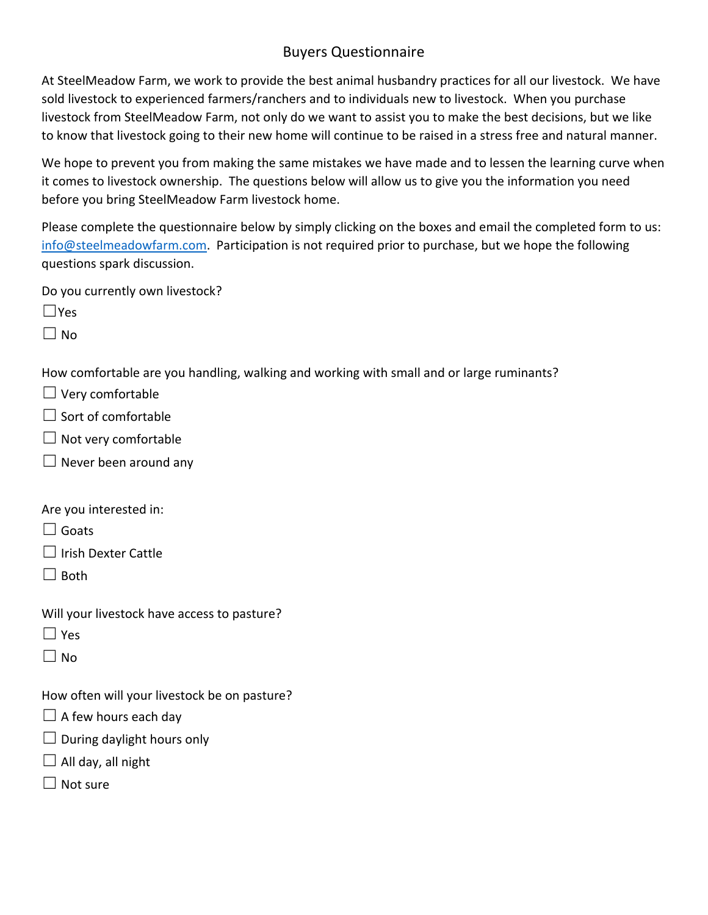# Buyers Questionnaire

At SteelMeadow Farm, we work to provide the best animal husbandry practices for all our livestock. We have sold livestock to experienced farmers/ranchers and to individuals new to livestock. When you purchase livestock from SteelMeadow Farm, not only do we want to assist you to make the best decisions, but we like to know that livestock going to their new home will continue to be raised in a stress free and natural manner.

We hope to prevent you from making the same mistakes we have made and to lessen the learning curve when it comes to livestock ownership. The questions below will allow us to give you the information you need before you bring SteelMeadow Farm livestock home.

Please complete the questionnaire below by simply clicking on the boxes and email the completed form to us: [info@steelmeadowfarm.com](mailto:info@steelmeadowfarm.com). Participation is not required prior to purchase, but we hope the following questions spark discussion.

Do you currently own livestock?

☐ Yes

☐ No

How comfortable are you handling, walking and working with small and or large ruminants?

☐ Very comfortable

☐ Sort of comfortable

☐ Not very comfortable

☐ Never been around any

Are you interested in:

☐ Goats

☐ Irish Dexter Cattle

☐ Both

Will your livestock have access to pasture?

☐ Yes

☐ No

How often will your livestock be on pasture?

☐ A few hours each day

☐ During daylight hours only

☐ All day, all night

☐ Not sure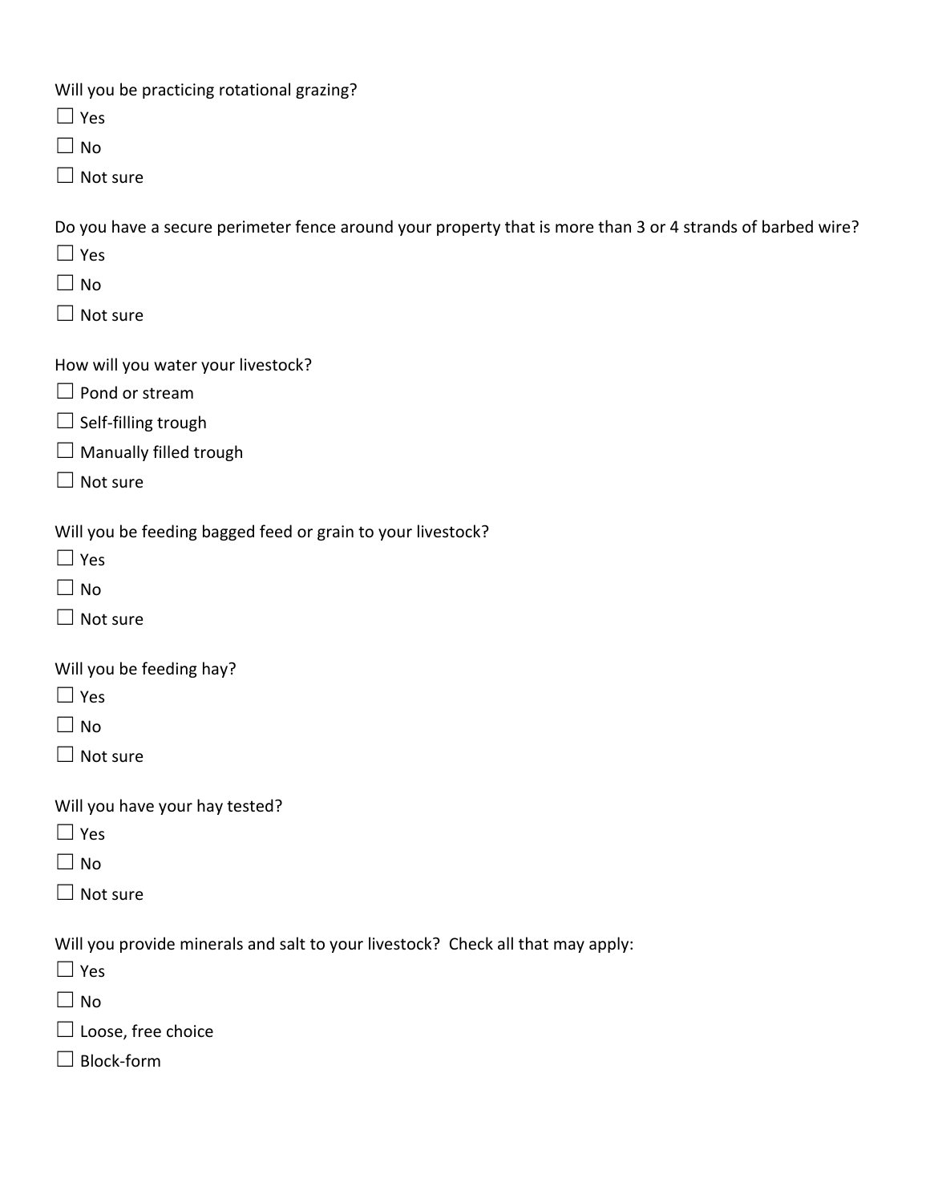Will you be practicing rotational grazing?

☐ Yes

☐ No

☐ Not sure

Do you have a secure perimeter fence around your property that is more than 3 or 4 strands of barbed wire?

☐ Yes

☐ No

☐ Not sure

How will you water your livestock?

☐ Pond or stream

☐ Self-filling trough

☐ Manually filled trough

☐ Not sure

Will you be feeding bagged feed or grain to your livestock?

☐ Yes

☐ No

☐ Not sure

Will you be feeding hay?

☐ Yes

☐ No

☐ Not sure

Will you have your hay tested?

☐ Yes

☐ No

☐ Not sure

Will you provide minerals and salt to your livestock? Check all that may apply:

☐ Yes

☐ No

☐ Loose, free choice

☐ Block-form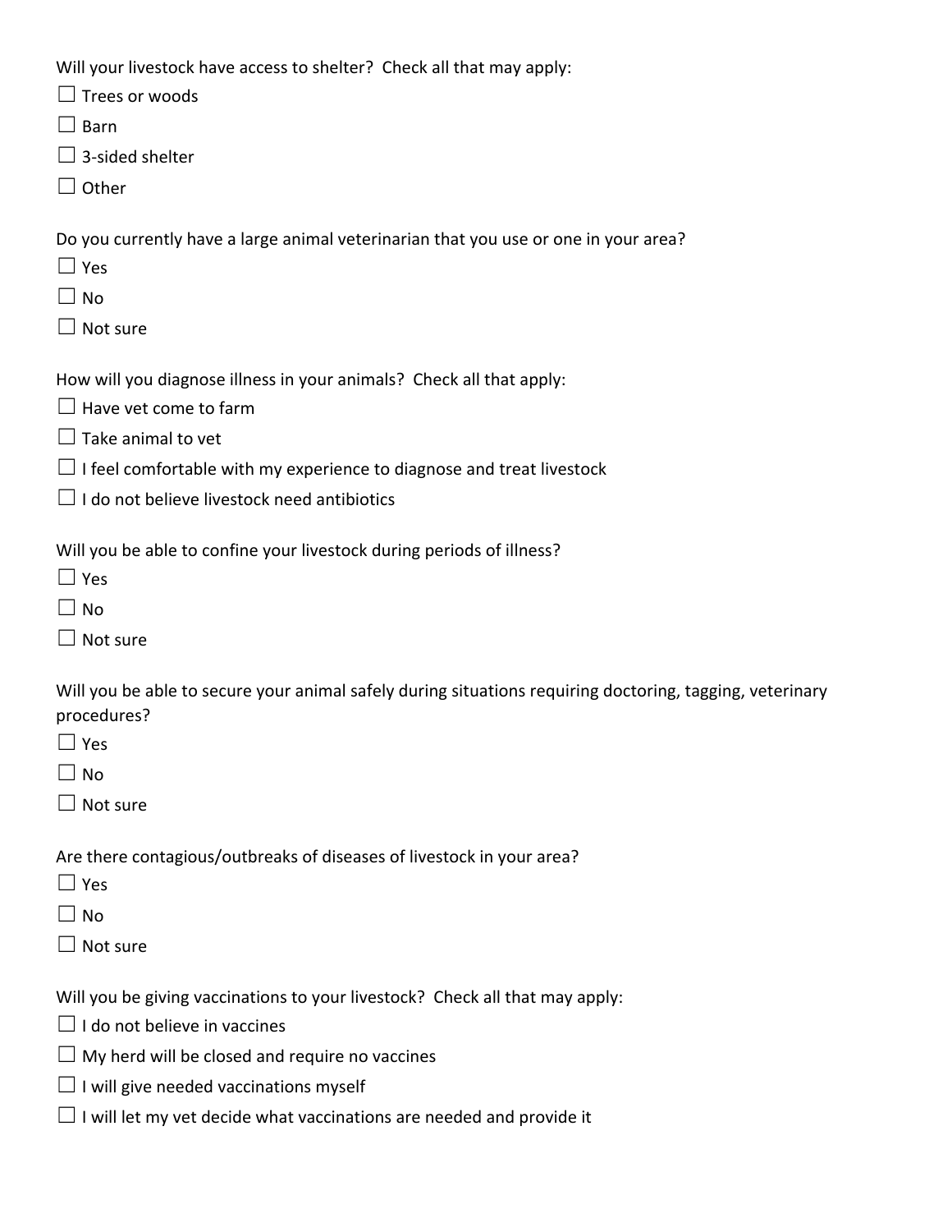Will your livestock have access to shelter? Check all that may apply:

☐ Trees or woods

☐ Barn

☐ 3-sided shelter

☐ Other

Do you currently have a large animal veterinarian that you use or one in your area?

☐ Yes

☐ No

☐ Not sure

How will you diagnose illness in your animals? Check all that apply:

☐ Have vet come to farm

☐ Take animal to vet

☐ I feel comfortable with my experience to diagnose and treat livestock

☐ I do not believe livestock need antibiotics

Will you be able to confine your livestock during periods of illness?

☐ Yes

☐ No

☐ Not sure

Will you be able to secure your animal safely during situations requiring doctoring, tagging, veterinary procedures?

☐ Yes

☐ No

☐ Not sure

Are there contagious/outbreaks of diseases of livestock in your area?

☐ Yes

☐ No

☐ Not sure

Will you be giving vaccinations to your livestock? Check all that may apply:

☐ I do not believe in vaccines

☐ My herd will be closed and require no vaccines

☐ I will give needed vaccinations myself

☐ I will let my vet decide what vaccinations are needed and provide it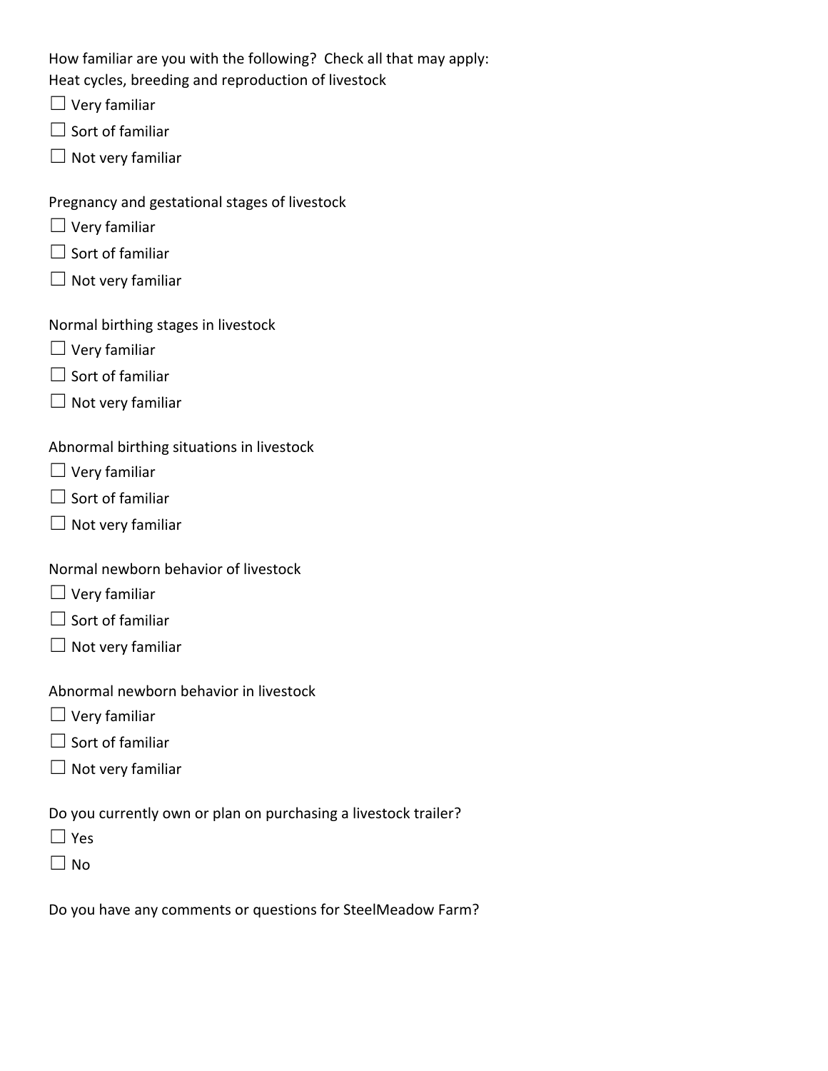How familiar are you with the following? Check all that may apply:

Heat cycles, breeding and reproduction of livestock

☐ Very familiar

☐ Sort of familiar

☐ Not very familiar

Pregnancy and gestational stages of livestock

☐ Very familiar

☐ Sort of familiar

☐ Not very familiar

Normal birthing stages in livestock

☐ Very familiar

☐ Sort of familiar

☐ Not very familiar

Abnormal birthing situations in livestock

☐ Very familiar

☐ Sort of familiar

☐ Not very familiar

Normal newborn behavior of livestock

☐ Very familiar

☐ Sort of familiar

☐ Not very familiar

Abnormal newborn behavior in livestock

☐ Very familiar

☐ Sort of familiar

☐ Not very familiar

Do you currently own or plan on purchasing a livestock trailer?

☐ Yes

☐ No

Do you have any comments or questions for SteelMeadow Farm?